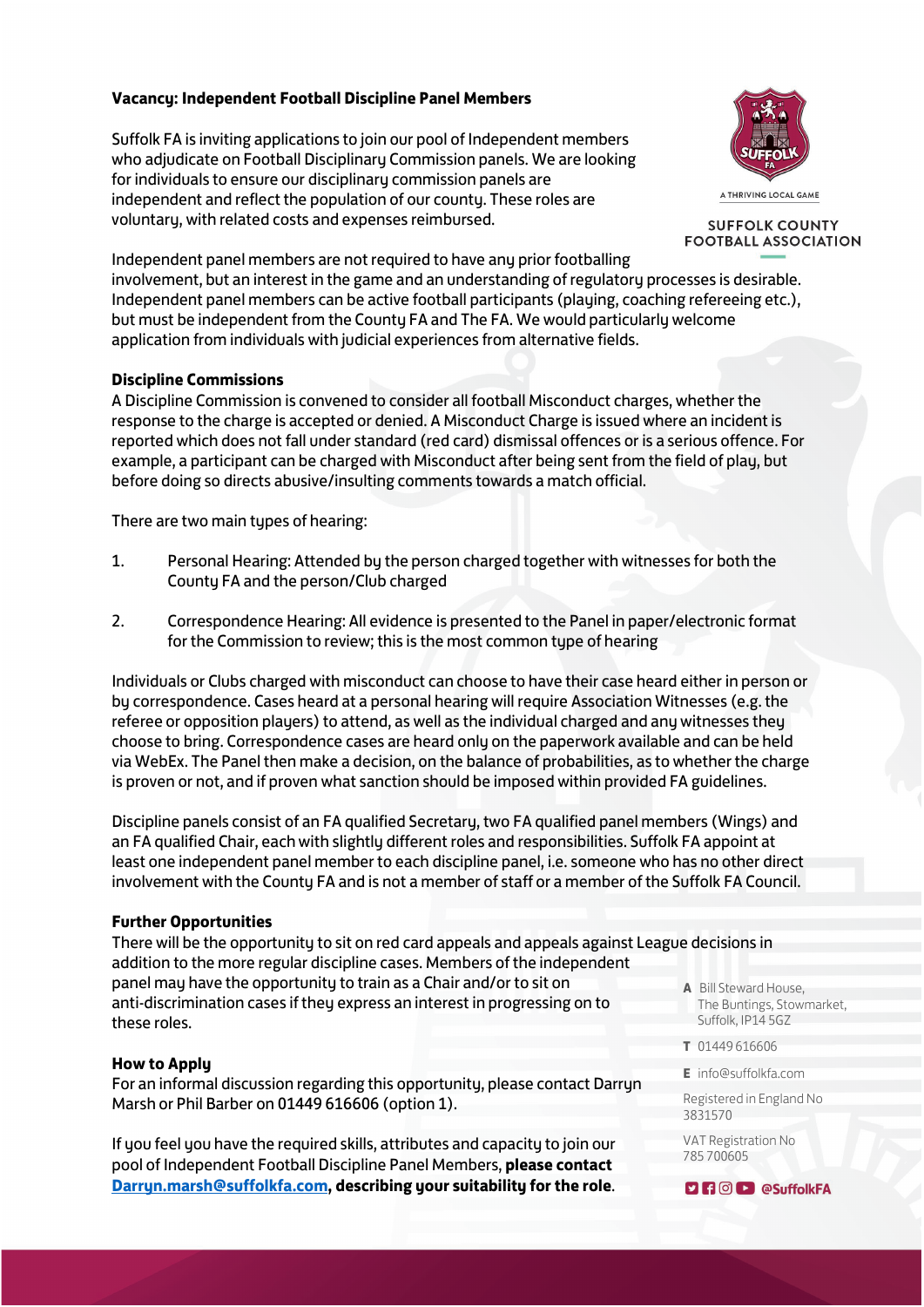# Vacancy: Independent Football Discipline Panel Members

Suffolk FA is inviting applications to join our pool of Independent members who adjudicate on Football Disciplinary Commission panels. We are looking for individuals to ensure our disciplinary commission panels are independent and reflect the population of our county. These roles are voluntary, with related costs and expenses reimbursed.

Independent panel members are not required to have any prior footballing involvement, but an interest in the game and an understanding of regulatory processes is desirable. Independent panel members can be active football participants (playing, coaching refereeing etc.), but must be independent from the County FA and The FA. We would particularly welcome application from individuals with judicial experiences from alternative fields.

## Discipline Commissions

A Discipline Commission is convened to consider all football Misconduct charges, whether the response to the charge is accepted or denied. A Misconduct Charge is issued where an incident is reported which does not fall under standard (red card) dismissal offences or is a serious offence. For example, a participant can be charged with Misconduct after being sent from the field of play, but before doing so directs abusive/insulting comments towards a match official.

There are two main types of hearing:

1. Personal Hearing: Attended by the person charged together with witnesses for both the County FA and the person/Club charged

2. Correspondence Hearing: All evidence is presented to the Panel in paper/electronic format for the Commission to review; this is the most common type of hearing

Individuals or Clubs charged with misconduct can choose to have their case heard either in person or by correspondence. Cases heard at a personal hearing will require Association Witnesses (e.g. the referee or opposition players) to attend, as well as the individual charged and any witnesses they choose to bring. Correspondence cases are heard only on the paperwork available and can be held via WebEx. The Panel then make a decision, on the balance of probabilities, as to whether the charge is proven or not, and if proven what sanction should be imposed within provided FA guidelines.

Discipline panels consist of an FA qualified Secretary, two FA qualified panel members (Wings) and an FA qualified Chair, each with slightly different roles and responsibilities. Suffolk FA appoint at least one independent panel member to each discipline panel, i.e. someone who has no other direct involvement with the County FA and is not a member of staff or a member of the Suffolk FA Council.

## Further Opportunities

There will be the opportunity to sit on red card appeals and appeals against League decisions in addition to the more regular discipline cases. Members of the independent panel may have the opportunity to train as a Chair and/or to sit on anti-discrimination cases if they express an interest in progressing on to these roles.

## How to Apply

For an informal discussion regarding this opportunity, please contact Darryn Marsh or Phil Barber on 01449 616606 (option 1).

If you feel you have the required skills, attributes and capacity to join our pool of Independent Football Discipline Panel Members, **please contact [Darryn.marsh@suffolkfa.com](mailto:Darryn.marsh@suffolkfa.com), describing your suitability for the role**.

SUFFOLK COUNTY FOOTBALL ASSOCIATION
A THRIVING LOCAL GAME

A Bill Steward House, The Buntings, Stowmarket, Suffolk, IP14 5GZ
T 01449 616606
E info@suffolkfa.com
Registered in England No 3831570
VAT Registration No 785 700605
@SuffolkFA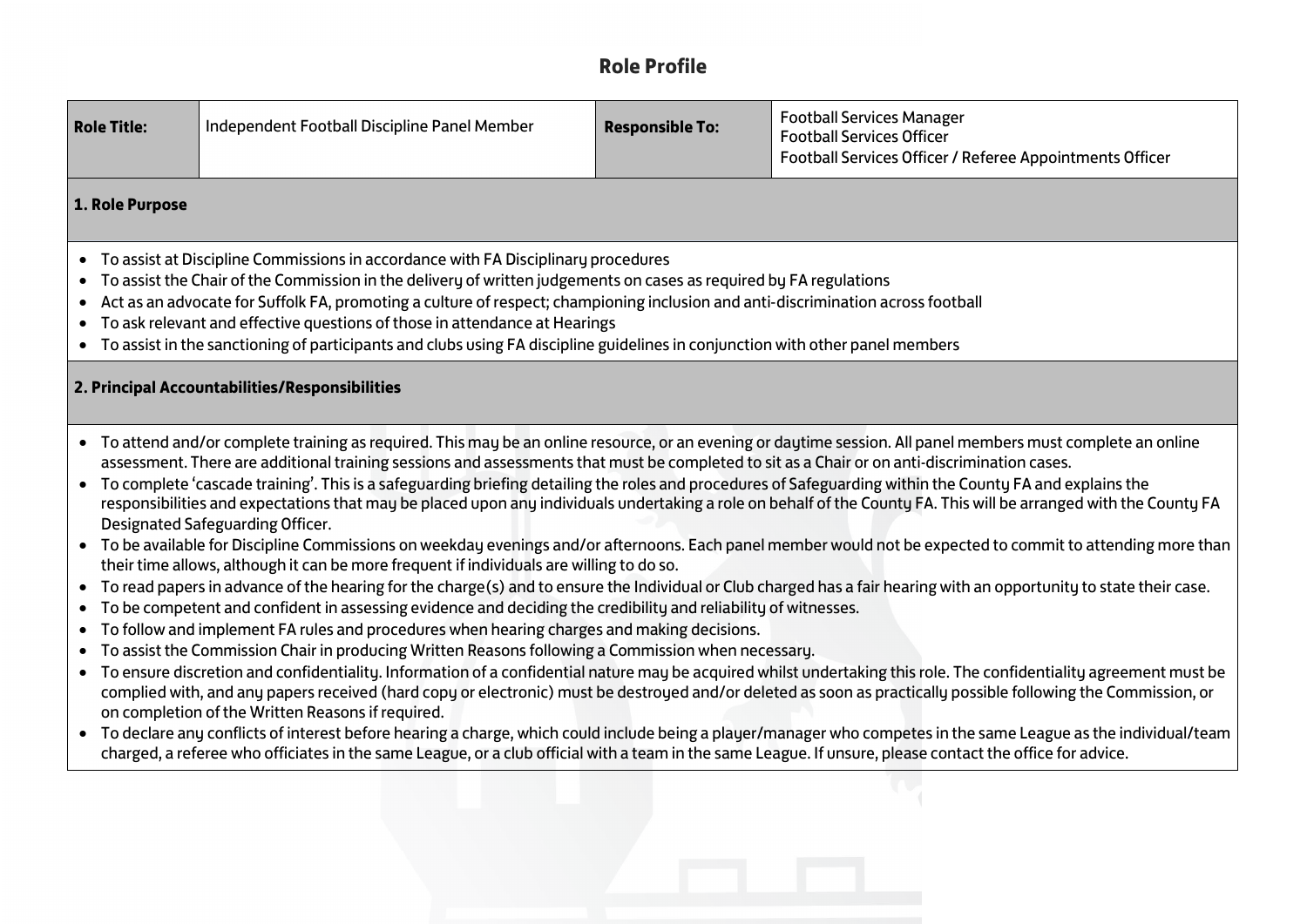# Role Profile

| | | | |
|---|---|---|---|
| **Role Title:** | Independent Football Discipline Panel Member | **Responsible To:** | Football Services Manager<br>Football Services Officer<br>Football Services Officer / Referee Appointments Officer |

## 1. Role Purpose

- To assist at Discipline Commissions in accordance with FA Disciplinary procedures
- To assist the Chair of the Commission in the delivery of written judgements on cases as required by FA regulations
- Act as an advocate for Suffolk FA, promoting a culture of respect; championing inclusion and anti-discrimination across football
- To ask relevant and effective questions of those in attendance at Hearings
- To assist in the sanctioning of participants and clubs using FA discipline guidelines in conjunction with other panel members

## 2. Principal Accountabilities/Responsibilities

- To attend and/or complete training as required. This may be an online resource, or an evening or daytime session. All panel members must complete an online assessment. There are additional training sessions and assessments that must be completed to sit as a Chair or on anti-discrimination cases.
- To complete 'cascade training'. This is a safeguarding briefing detailing the roles and procedures of Safeguarding within the County FA and explains the responsibilities and expectations that may be placed upon any individuals undertaking a role on behalf of the County FA. This will be arranged with the County FA Designated Safeguarding Officer.
- To be available for Discipline Commissions on weekday evenings and/or afternoons. Each panel member would not be expected to commit to attending more than their time allows, although it can be more frequent if individuals are willing to do so.
- To read papers in advance of the hearing for the charge(s) and to ensure the Individual or Club charged has a fair hearing with an opportunity to state their case.
- To be competent and confident in assessing evidence and deciding the credibility and reliability of witnesses.
- To follow and implement FA rules and procedures when hearing charges and making decisions.
- To assist the Commission Chair in producing Written Reasons following a Commission when necessary.
- To ensure discretion and confidentiality. Information of a confidential nature may be acquired whilst undertaking this role. The confidentiality agreement must be complied with, and any papers received (hard copy or electronic) must be destroyed and/or deleted as soon as practically possible following the Commission, or on completion of the Written Reasons if required.
- To declare any conflicts of interest before hearing a charge, which could include being a player/manager who competes in the same League as the individual/team charged, a referee who officiates in the same League, or a club official with a team in the same League. If unsure, please contact the office for advice.